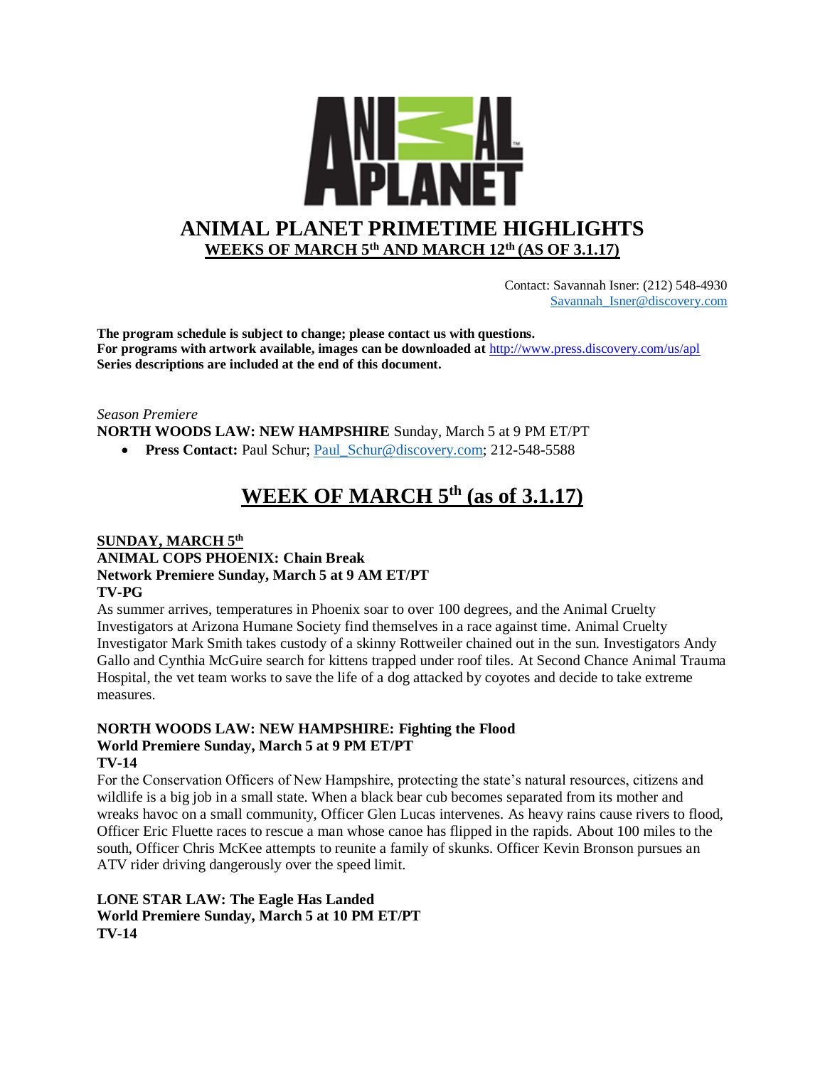# ANIMAL PLANET PRIMETIME HIGHLIGHTS

**WEEKS OF MARCH 5th AND MARCH 12th (AS OF 3.1.17)**

Contact: Savannah Isner: (212) 548-4930
Savannah_Isner@discovery.com

**The program schedule is subject to change; please contact us with questions.**
**For programs with artwork available, images can be downloaded at** http://www.press.discovery.com/us/apl
**Series descriptions are included at the end of this document.**

*Season Premiere*
**NORTH WOODS LAW: NEW HAMPSHIRE** Sunday, March 5 at 9 PM ET/PT

- **Press Contact:** Paul Schur; Paul_Schur@discovery.com; 212-548-5588

## WEEK OF MARCH 5th (as of 3.1.17)

### SUNDAY, MARCH 5th

**ANIMAL COPS PHOENIX: Chain Break**
**Network Premiere Sunday, March 5 at 9 AM ET/PT**
**TV-PG**

As summer arrives, temperatures in Phoenix soar to over 100 degrees, and the Animal Cruelty Investigators at Arizona Humane Society find themselves in a race against time. Animal Cruelty Investigator Mark Smith takes custody of a skinny Rottweiler chained out in the sun. Investigators Andy Gallo and Cynthia McGuire search for kittens trapped under roof tiles. At Second Chance Animal Trauma Hospital, the vet team works to save the life of a dog attacked by coyotes and decide to take extreme measures.

**NORTH WOODS LAW: NEW HAMPSHIRE: Fighting the Flood**
**World Premiere Sunday, March 5 at 9 PM ET/PT**
**TV-14**

For the Conservation Officers of New Hampshire, protecting the state's natural resources, citizens and wildlife is a big job in a small state. When a black bear cub becomes separated from its mother and wreaks havoc on a small community, Officer Glen Lucas intervenes. As heavy rains cause rivers to flood, Officer Eric Fluette races to rescue a man whose canoe has flipped in the rapids. About 100 miles to the south, Officer Chris McKee attempts to reunite a family of skunks. Officer Kevin Bronson pursues an ATV rider driving dangerously over the speed limit.

**LONE STAR LAW: The Eagle Has Landed**
**World Premiere Sunday, March 5 at 10 PM ET/PT**
**TV-14**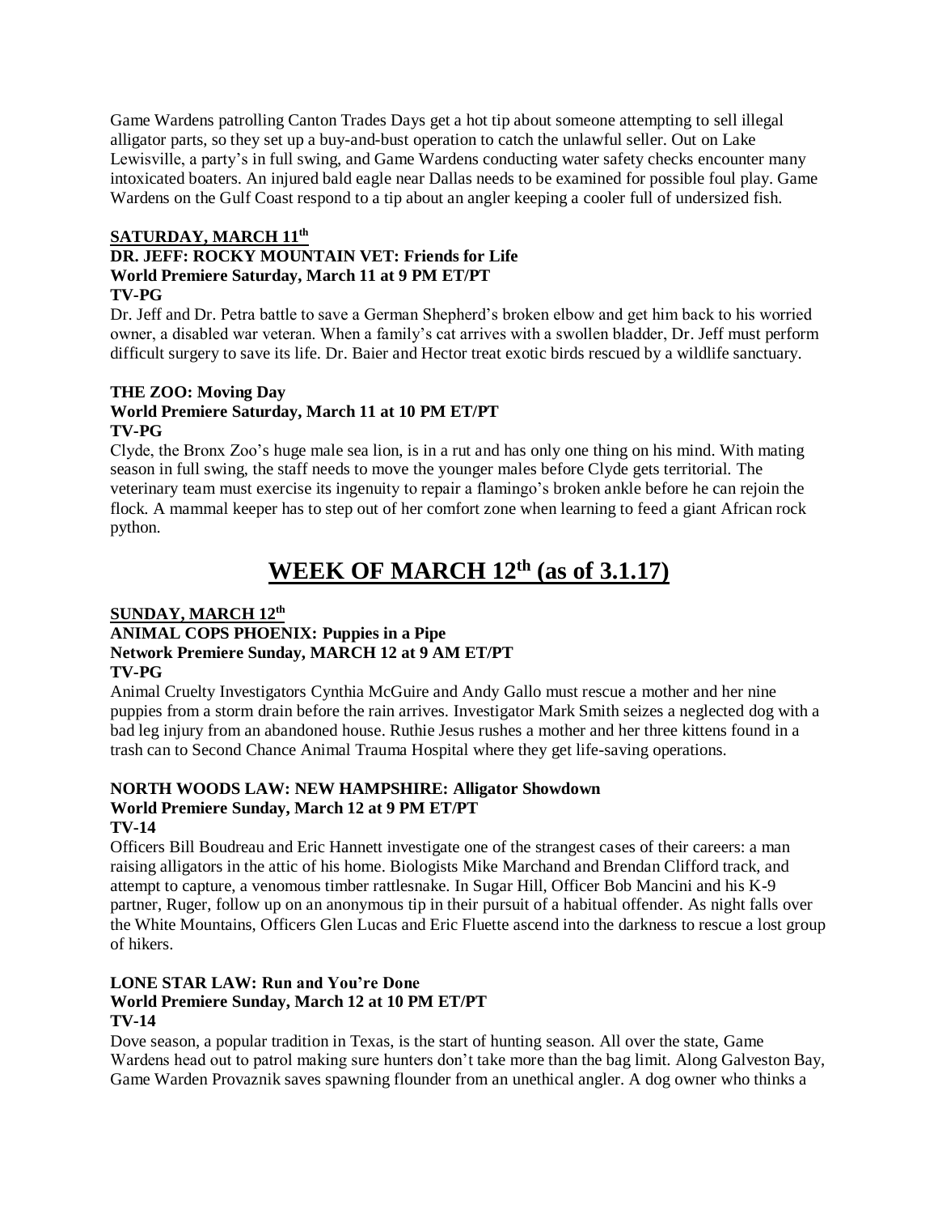Game Wardens patrolling Canton Trades Days get a hot tip about someone attempting to sell illegal alligator parts, so they set up a buy-and-bust operation to catch the unlawful seller. Out on Lake Lewisville, a party's in full swing, and Game Wardens conducting water safety checks encounter many intoxicated boaters. An injured bald eagle near Dallas needs to be examined for possible foul play. Game Wardens on the Gulf Coast respond to a tip about an angler keeping a cooler full of undersized fish.

**SATURDAY, MARCH 11th**

**DR. JEFF: ROCKY MOUNTAIN VET: Friends for Life**
**World Premiere Saturday, March 11 at 9 PM ET/PT**
**TV-PG**

Dr. Jeff and Dr. Petra battle to save a German Shepherd's broken elbow and get him back to his worried owner, a disabled war veteran. When a family's cat arrives with a swollen bladder, Dr. Jeff must perform difficult surgery to save its life. Dr. Baier and Hector treat exotic birds rescued by a wildlife sanctuary.

**THE ZOO: Moving Day**
**World Premiere Saturday, March 11 at 10 PM ET/PT**
**TV-PG**

Clyde, the Bronx Zoo's huge male sea lion, is in a rut and has only one thing on his mind. With mating season in full swing, the staff needs to move the younger males before Clyde gets territorial. The veterinary team must exercise its ingenuity to repair a flamingo's broken ankle before he can rejoin the flock. A mammal keeper has to step out of her comfort zone when learning to feed a giant African rock python.

# WEEK OF MARCH 12th (as of 3.1.17)

**SUNDAY, MARCH 12th**

**ANIMAL COPS PHOENIX: Puppies in a Pipe**
**Network Premiere Sunday, MARCH 12 at 9 AM ET/PT**
**TV-PG**

Animal Cruelty Investigators Cynthia McGuire and Andy Gallo must rescue a mother and her nine puppies from a storm drain before the rain arrives. Investigator Mark Smith seizes a neglected dog with a bad leg injury from an abandoned house. Ruthie Jesus rushes a mother and her three kittens found in a trash can to Second Chance Animal Trauma Hospital where they get life-saving operations.

**NORTH WOODS LAW: NEW HAMPSHIRE: Alligator Showdown**
**World Premiere Sunday, March 12 at 9 PM ET/PT**
**TV-14**

Officers Bill Boudreau and Eric Hannett investigate one of the strangest cases of their careers: a man raising alligators in the attic of his home. Biologists Mike Marchand and Brendan Clifford track, and attempt to capture, a venomous timber rattlesnake. In Sugar Hill, Officer Bob Mancini and his K-9 partner, Ruger, follow up on an anonymous tip in their pursuit of a habitual offender. As night falls over the White Mountains, Officers Glen Lucas and Eric Fluette ascend into the darkness to rescue a lost group of hikers.

**LONE STAR LAW: Run and You're Done**
**World Premiere Sunday, March 12 at 10 PM ET/PT**
**TV-14**

Dove season, a popular tradition in Texas, is the start of hunting season. All over the state, Game Wardens head out to patrol making sure hunters don't take more than the bag limit. Along Galveston Bay, Game Warden Provaznik saves spawning flounder from an unethical angler. A dog owner who thinks a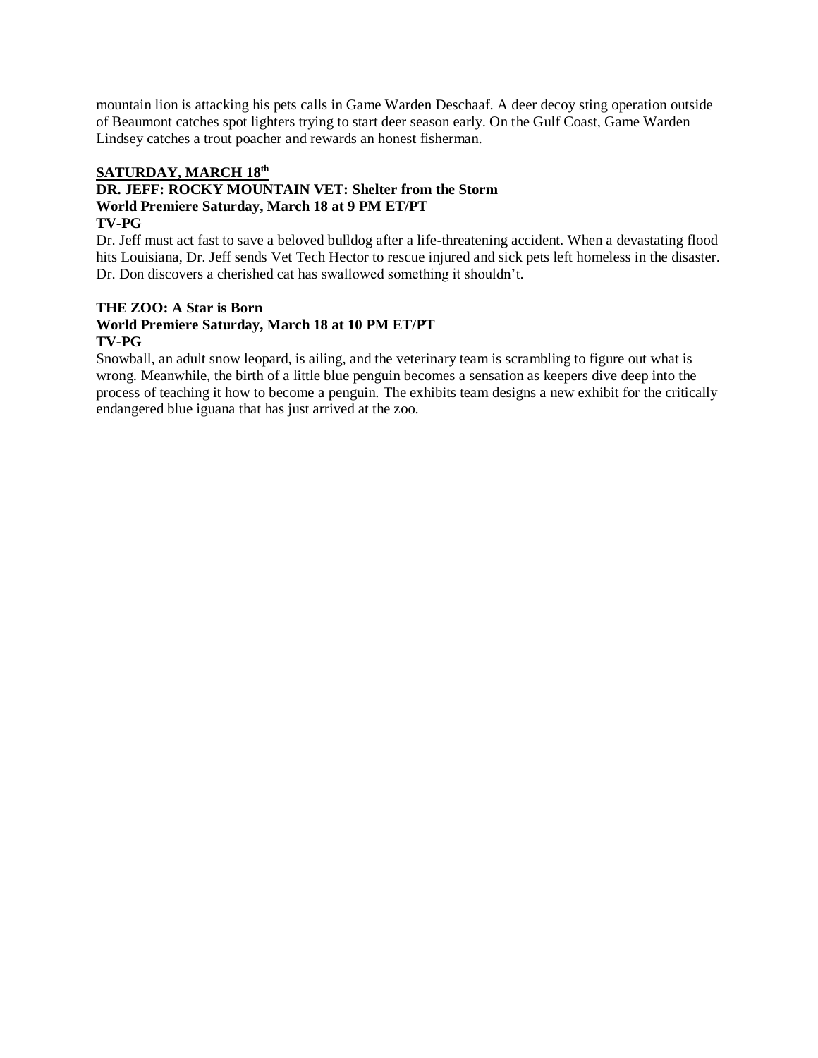mountain lion is attacking his pets calls in Game Warden Deschaaf. A deer decoy sting operation outside of Beaumont catches spot lighters trying to start deer season early. On the Gulf Coast, Game Warden Lindsey catches a trout poacher and rewards an honest fisherman.

**SATURDAY, MARCH 18th**

**DR. JEFF: ROCKY MOUNTAIN VET: Shelter from the Storm**
**World Premiere Saturday, March 18 at 9 PM ET/PT**
**TV-PG**

Dr. Jeff must act fast to save a beloved bulldog after a life-threatening accident. When a devastating flood hits Louisiana, Dr. Jeff sends Vet Tech Hector to rescue injured and sick pets left homeless in the disaster. Dr. Don discovers a cherished cat has swallowed something it shouldn't.

**THE ZOO: A Star is Born**
**World Premiere Saturday, March 18 at 10 PM ET/PT**
**TV-PG**

Snowball, an adult snow leopard, is ailing, and the veterinary team is scrambling to figure out what is wrong. Meanwhile, the birth of a little blue penguin becomes a sensation as keepers dive deep into the process of teaching it how to become a penguin. The exhibits team designs a new exhibit for the critically endangered blue iguana that has just arrived at the zoo.